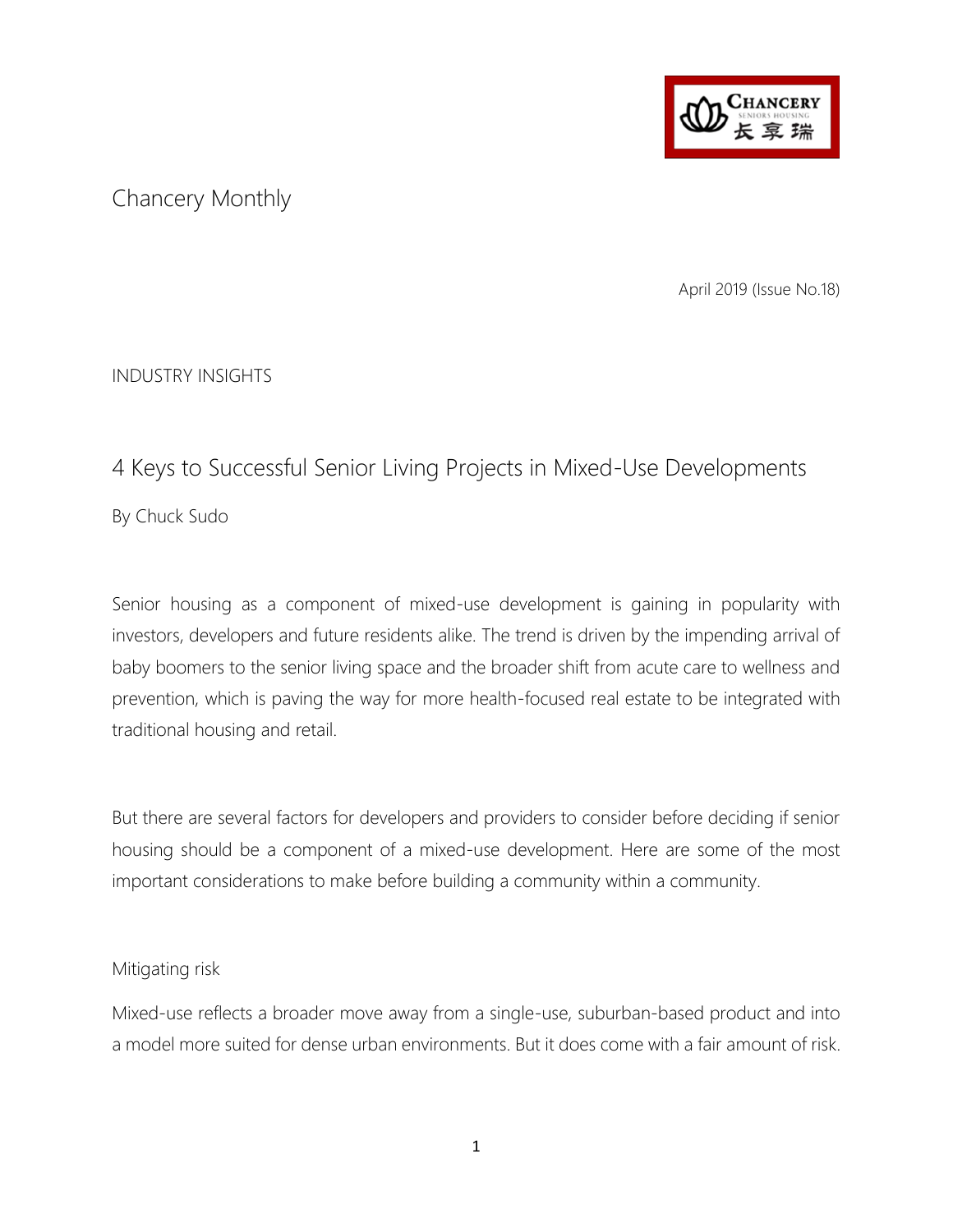Chancery Monthly

April 2019 (Issue No.18)

INDUSTRY INSIGHTS

# 4 Keys to Successful Senior Living Projects in Mixed-Use Developments

By Chuck Sudo

Senior housing as a component of mixed-use development is gaining in popularity with investors, developers and future residents alike. The trend is driven by the impending arrival of baby boomers to the senior living space and the broader shift from acute care to wellness and prevention, which is paving the way for more health-focused real estate to be integrated with traditional housing and retail.

But there are several factors for developers and providers to consider before deciding if senior housing should be a component of a mixed-use development. Here are some of the most important considerations to make before building a community within a community.

## Mitigating risk

Mixed-use reflects a broader move away from a single-use, suburban-based product and into a model more suited for dense urban environments. But it does come with a fair amount of risk.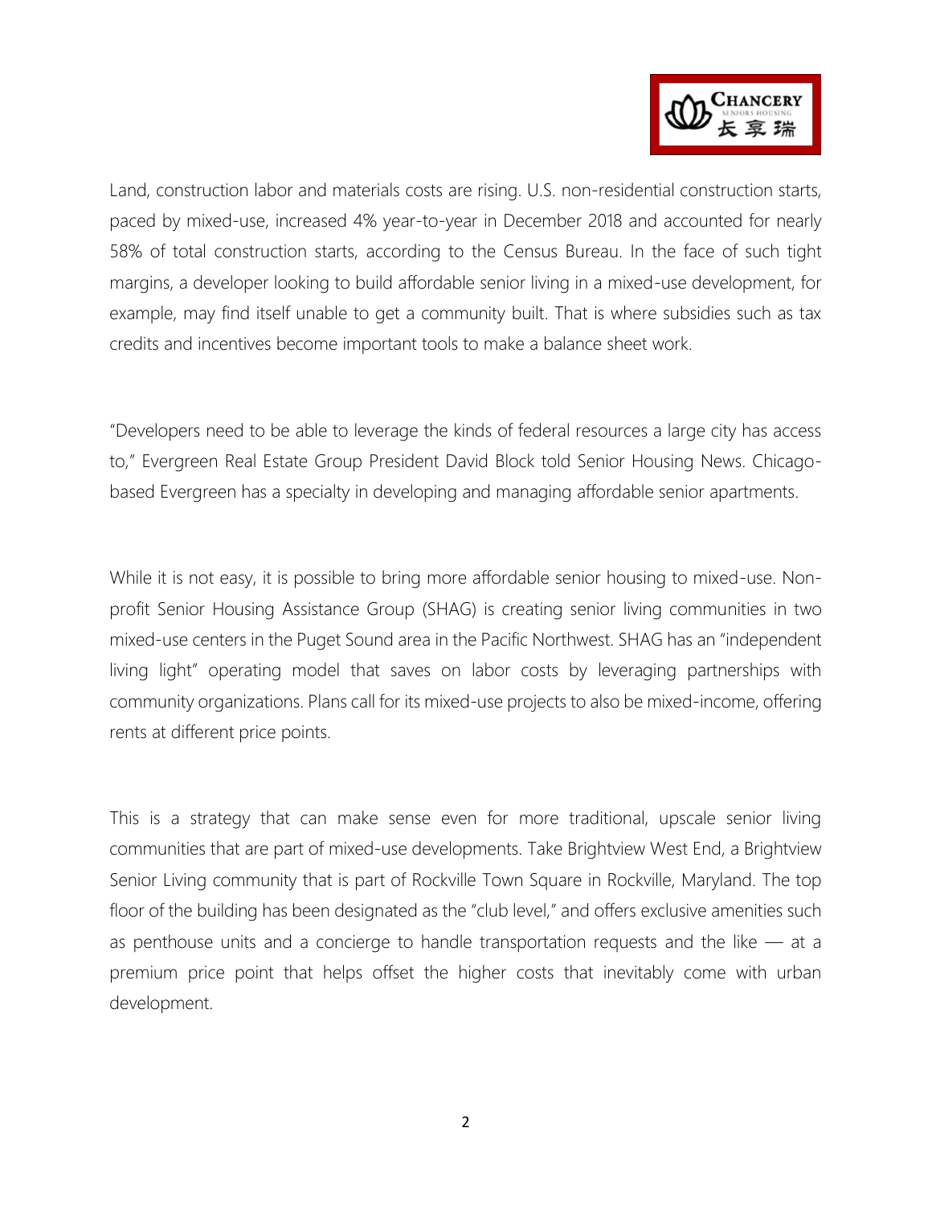Land, construction labor and materials costs are rising. U.S. non-residential construction starts, paced by mixed-use, increased 4% year-to-year in December 2018 and accounted for nearly 58% of total construction starts, according to the Census Bureau. In the face of such tight margins, a developer looking to build affordable senior living in a mixed-use development, for example, may find itself unable to get a community built. That is where subsidies such as tax credits and incentives become important tools to make a balance sheet work.

"Developers need to be able to leverage the kinds of federal resources a large city has access to," Evergreen Real Estate Group President David Block told Senior Housing News. Chicago-based Evergreen has a specialty in developing and managing affordable senior apartments.

While it is not easy, it is possible to bring more affordable senior housing to mixed-use. Non-profit Senior Housing Assistance Group (SHAG) is creating senior living communities in two mixed-use centers in the Puget Sound area in the Pacific Northwest. SHAG has an "independent living light" operating model that saves on labor costs by leveraging partnerships with community organizations. Plans call for its mixed-use projects to also be mixed-income, offering rents at different price points.

This is a strategy that can make sense even for more traditional, upscale senior living communities that are part of mixed-use developments. Take Brightview West End, a Brightview Senior Living community that is part of Rockville Town Square in Rockville, Maryland. The top floor of the building has been designated as the "club level," and offers exclusive amenities such as penthouse units and a concierge to handle transportation requests and the like — at a premium price point that helps offset the higher costs that inevitably come with urban development.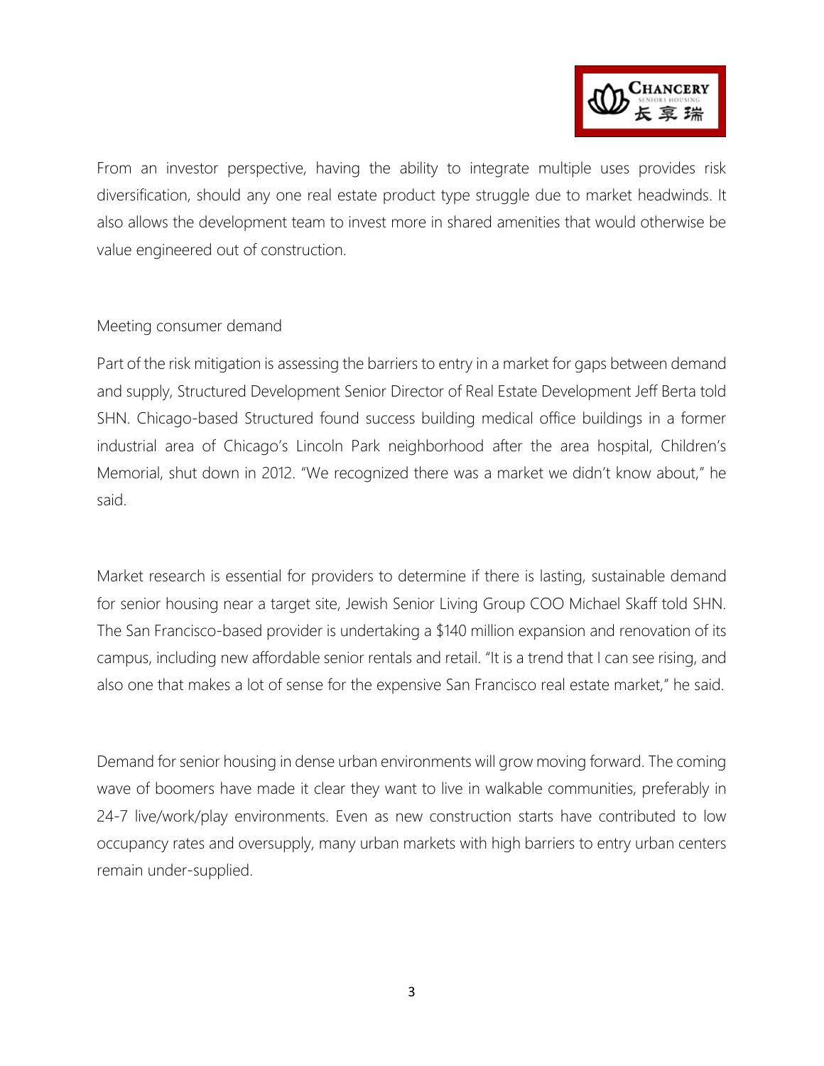From an investor perspective, having the ability to integrate multiple uses provides risk diversification, should any one real estate product type struggle due to market headwinds. It also allows the development team to invest more in shared amenities that would otherwise be value engineered out of construction.

## Meeting consumer demand

Part of the risk mitigation is assessing the barriers to entry in a market for gaps between demand and supply, Structured Development Senior Director of Real Estate Development Jeff Berta told SHN. Chicago-based Structured found success building medical office buildings in a former industrial area of Chicago's Lincoln Park neighborhood after the area hospital, Children's Memorial, shut down in 2012. "We recognized there was a market we didn't know about," he said.

Market research is essential for providers to determine if there is lasting, sustainable demand for senior housing near a target site, Jewish Senior Living Group COO Michael Skaff told SHN. The San Francisco-based provider is undertaking a $140 million expansion and renovation of its campus, including new affordable senior rentals and retail. "It is a trend that I can see rising, and also one that makes a lot of sense for the expensive San Francisco real estate market," he said.

Demand for senior housing in dense urban environments will grow moving forward. The coming wave of boomers have made it clear they want to live in walkable communities, preferably in 24-7 live/work/play environments. Even as new construction starts have contributed to low occupancy rates and oversupply, many urban markets with high barriers to entry urban centers remain under-supplied.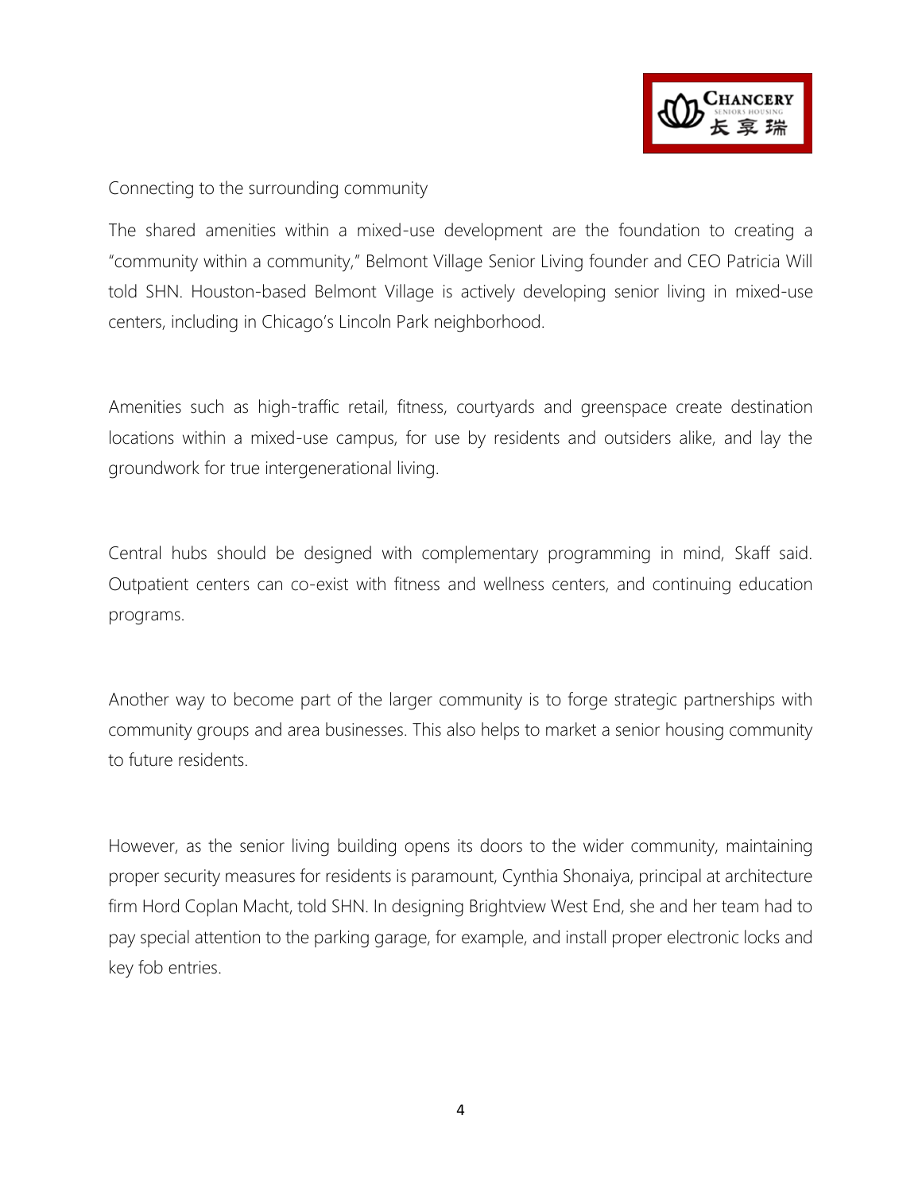Connecting to the surrounding community

The shared amenities within a mixed-use development are the foundation to creating a "community within a community," Belmont Village Senior Living founder and CEO Patricia Will told SHN. Houston-based Belmont Village is actively developing senior living in mixed-use centers, including in Chicago's Lincoln Park neighborhood.

Amenities such as high-traffic retail, fitness, courtyards and greenspace create destination locations within a mixed-use campus, for use by residents and outsiders alike, and lay the groundwork for true intergenerational living.

Central hubs should be designed with complementary programming in mind, Skaff said. Outpatient centers can co-exist with fitness and wellness centers, and continuing education programs.

Another way to become part of the larger community is to forge strategic partnerships with community groups and area businesses. This also helps to market a senior housing community to future residents.

However, as the senior living building opens its doors to the wider community, maintaining proper security measures for residents is paramount, Cynthia Shonaiya, principal at architecture firm Hord Coplan Macht, told SHN. In designing Brightview West End, she and her team had to pay special attention to the parking garage, for example, and install proper electronic locks and key fob entries.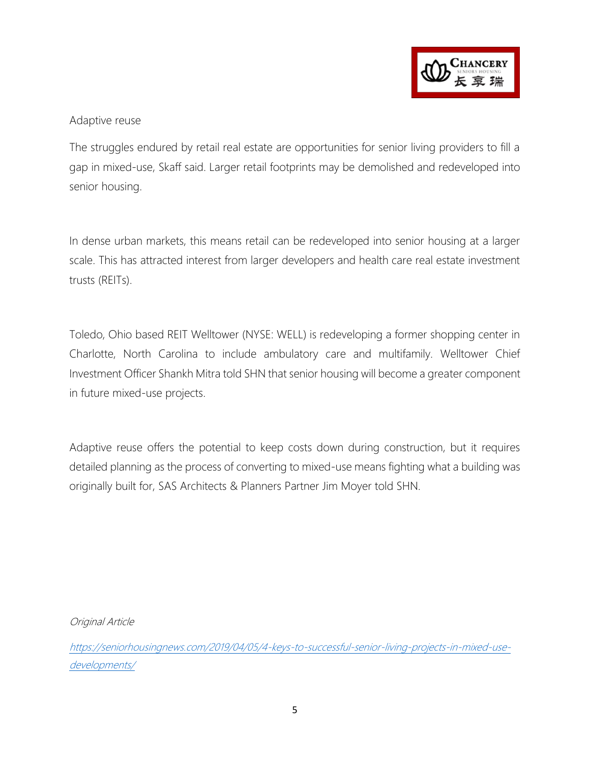## Adaptive reuse

The struggles endured by retail real estate are opportunities for senior living providers to fill a gap in mixed-use, Skaff said. Larger retail footprints may be demolished and redeveloped into senior housing.

In dense urban markets, this means retail can be redeveloped into senior housing at a larger scale. This has attracted interest from larger developers and health care real estate investment trusts (REITs).

Toledo, Ohio based REIT Welltower (NYSE: WELL) is redeveloping a former shopping center in Charlotte, North Carolina to include ambulatory care and multifamily. Welltower Chief Investment Officer Shankh Mitra told SHN that senior housing will become a greater component in future mixed-use projects.

Adaptive reuse offers the potential to keep costs down during construction, but it requires detailed planning as the process of converting to mixed-use means fighting what a building was originally built for, SAS Architects & Planners Partner Jim Moyer told SHN.

*Original Article*

*https://seniorhousingnews.com/2019/04/05/4-keys-to-successful-senior-living-projects-in-mixed-use-developments/*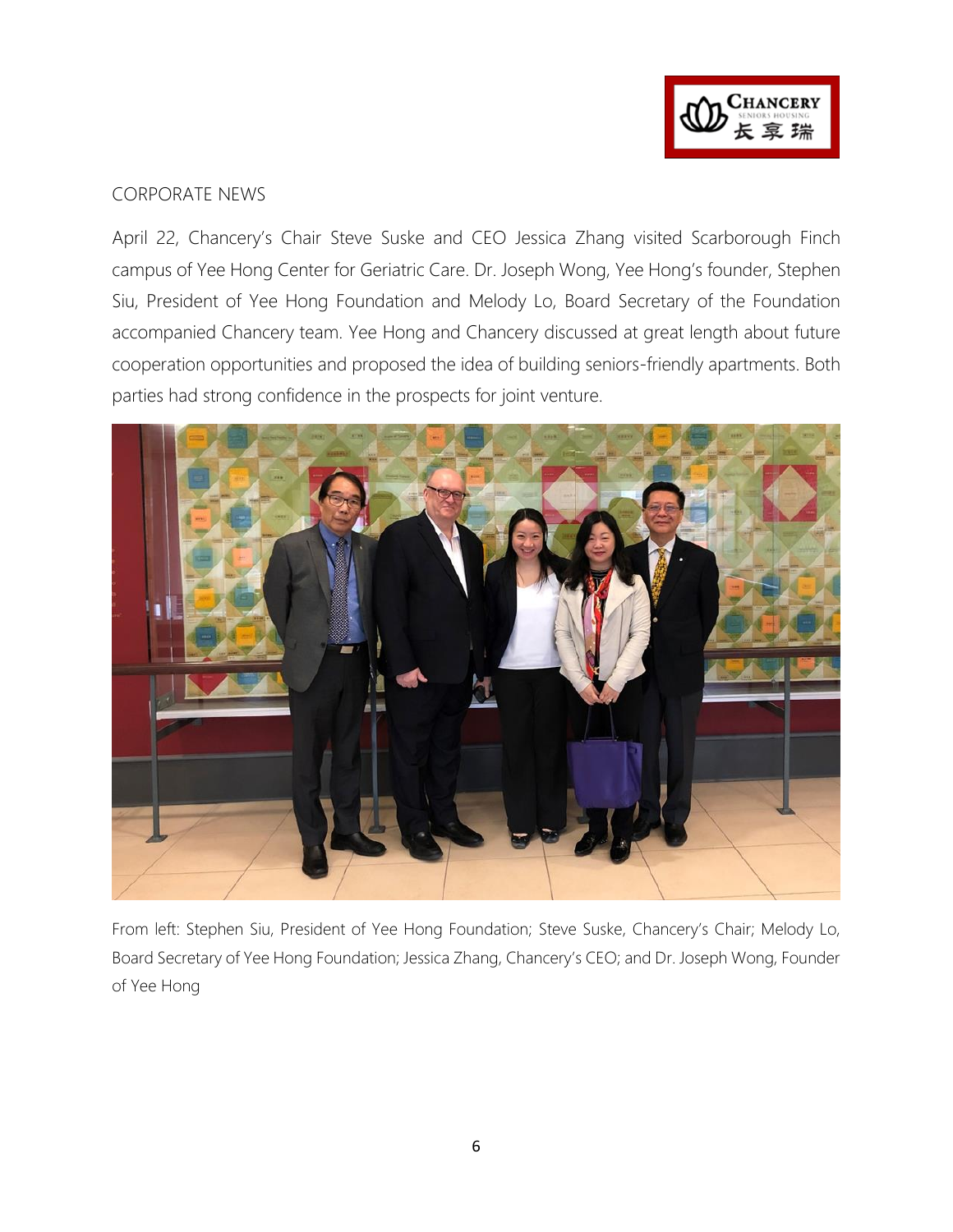## CORPORATE NEWS

April 22, Chancery's Chair Steve Suske and CEO Jessica Zhang visited Scarborough Finch campus of Yee Hong Center for Geriatric Care. Dr. Joseph Wong, Yee Hong's founder, Stephen Siu, President of Yee Hong Foundation and Melody Lo, Board Secretary of the Foundation accompanied Chancery team. Yee Hong and Chancery discussed at great length about future cooperation opportunities and proposed the idea of building seniors-friendly apartments. Both parties had strong confidence in the prospects for joint venture.

From left: Stephen Siu, President of Yee Hong Foundation; Steve Suske, Chancery's Chair; Melody Lo, Board Secretary of Yee Hong Foundation; Jessica Zhang, Chancery's CEO; and Dr. Joseph Wong, Founder of Yee Hong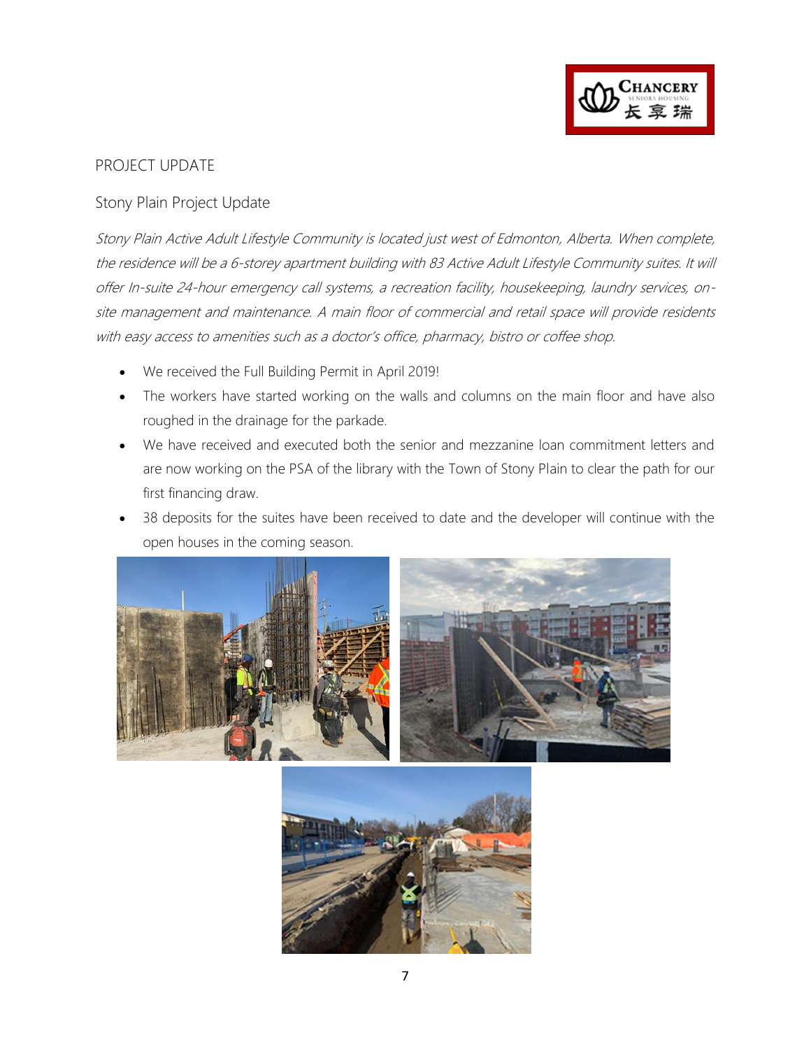## PROJECT UPDATE

### Stony Plain Project Update

*Stony Plain Active Adult Lifestyle Community is located just west of Edmonton, Alberta. When complete, the residence will be a 6-storey apartment building with 83 Active Adult Lifestyle Community suites. It will offer In-suite 24-hour emergency call systems, a recreation facility, housekeeping, laundry services, on-site management and maintenance. A main floor of commercial and retail space will provide residents with easy access to amenities such as a doctor's office, pharmacy, bistro or coffee shop.*

- We received the Full Building Permit in April 2019!
- The workers have started working on the walls and columns on the main floor and have also roughed in the drainage for the parkade.
- We have received and executed both the senior and mezzanine loan commitment letters and are now working on the PSA of the library with the Town of Stony Plain to clear the path for our first financing draw.
- 38 deposits for the suites have been received to date and the developer will continue with the open houses in the coming season.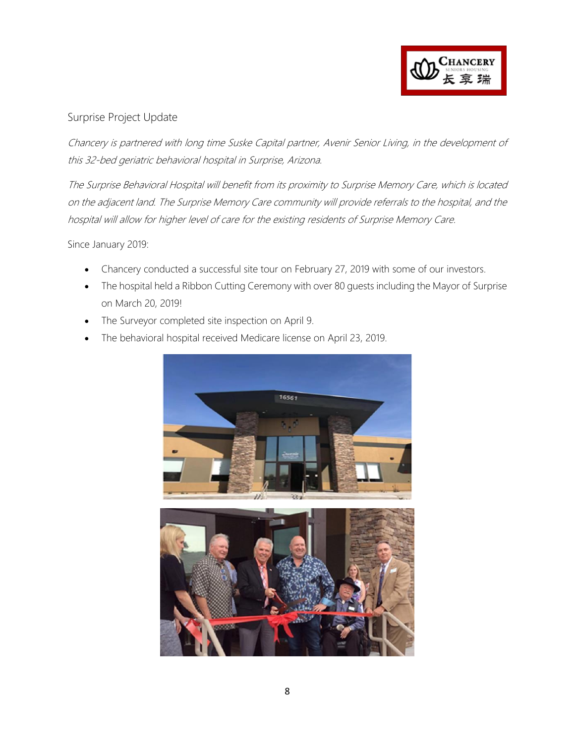## Surprise Project Update

*Chancery is partnered with long time Suske Capital partner, Avenir Senior Living, in the development of this 32-bed geriatric behavioral hospital in Surprise, Arizona.*

*The Surprise Behavioral Hospital will benefit from its proximity to Surprise Memory Care, which is located on the adjacent land. The Surprise Memory Care community will provide referrals to the hospital, and the hospital will allow for higher level of care for the existing residents of Surprise Memory Care.*

Since January 2019:

- Chancery conducted a successful site tour on February 27, 2019 with some of our investors.
- The hospital held a Ribbon Cutting Ceremony with over 80 guests including the Mayor of Surprise on March 20, 2019!
- The Surveyor completed site inspection on April 9.
- The behavioral hospital received Medicare license on April 23, 2019.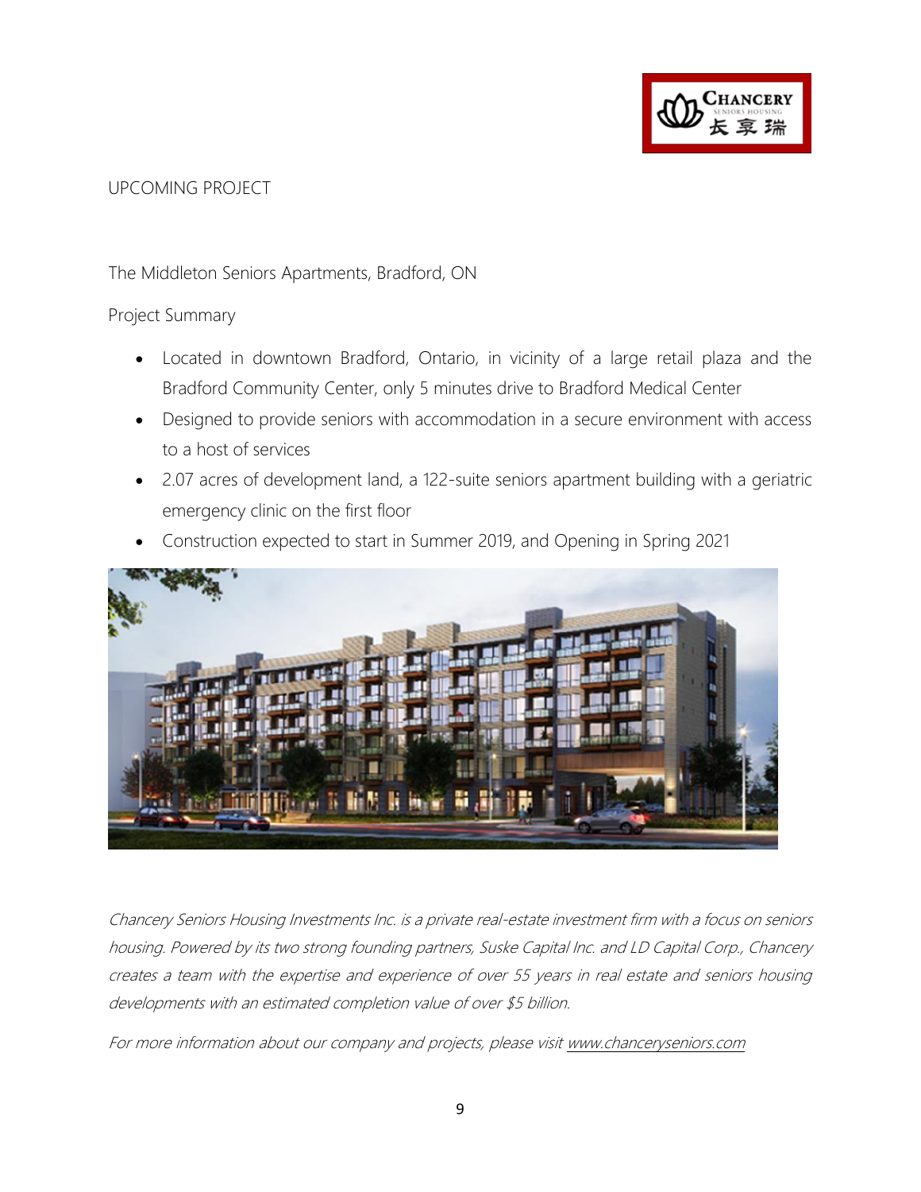UPCOMING PROJECT

The Middleton Seniors Apartments, Bradford, ON

Project Summary

- Located in downtown Bradford, Ontario, in vicinity of a large retail plaza and the Bradford Community Center, only 5 minutes drive to Bradford Medical Center
- Designed to provide seniors with accommodation in a secure environment with access to a host of services
- 2.07 acres of development land, a 122-suite seniors apartment building with a geriatric emergency clinic on the first floor
- Construction expected to start in Summer 2019, and Opening in Spring 2021

*Chancery Seniors Housing Investments Inc. is a private real-estate investment firm with a focus on seniors housing. Powered by its two strong founding partners, Suske Capital Inc. and LD Capital Corp., Chancery creates a team with the expertise and experience of over 55 years in real estate and seniors housing developments with an estimated completion value of over $5 billion.*

*For more information about our company and projects, please visit www.chanceryseniors.com*